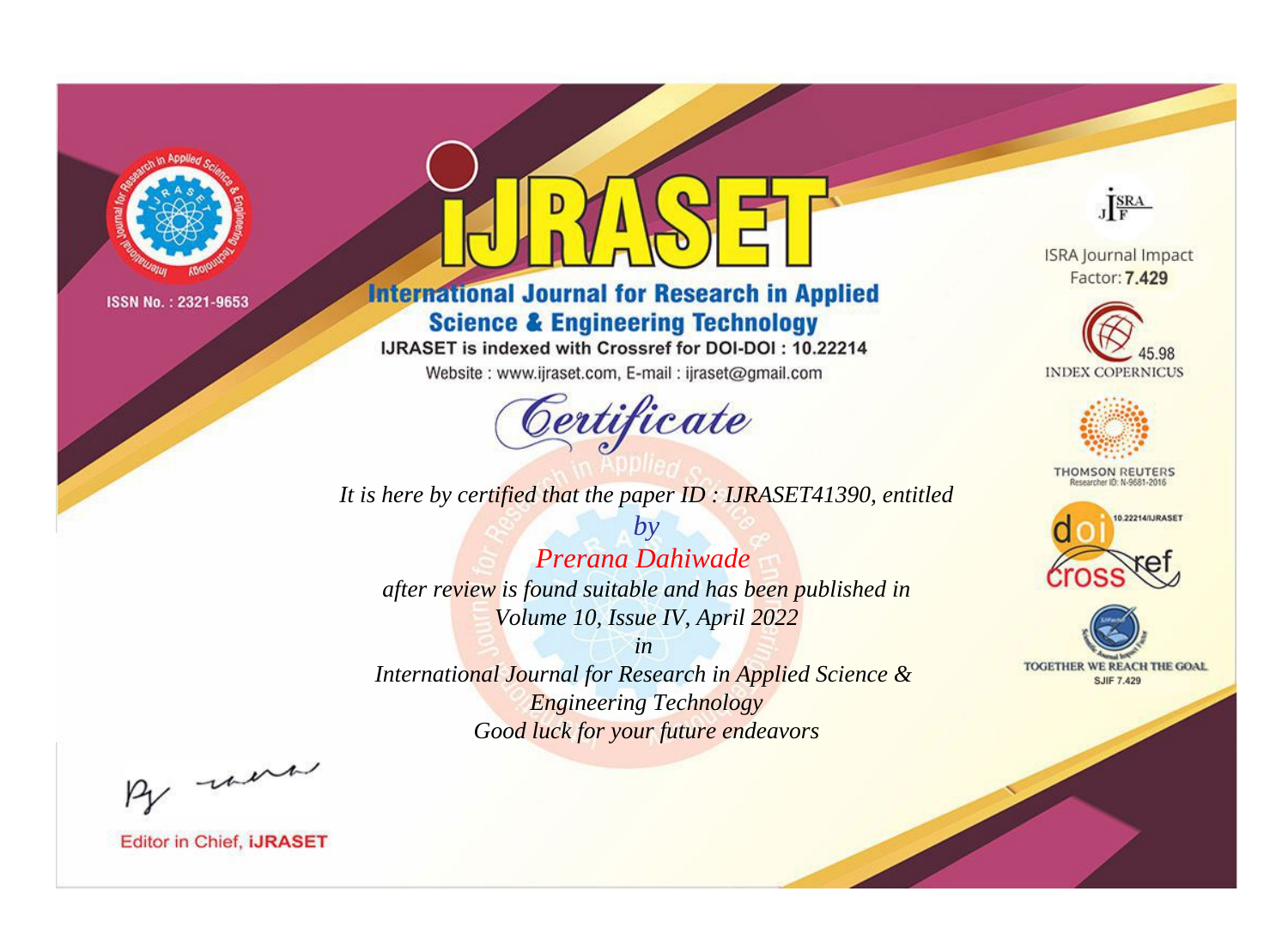ISSN No. : 2321-9653

# IJRASET

## International Journal for Research in Applied Science & Engineering Technology

IJRASET is indexed with Crossref for DOI-DOI : 10.22214

Website : www.ijraset.com, E-mail : ijraset@gmail.com

ISRA Journal Impact Factor: **7.429**

45.98 INDEX COPERNICUS

THOMSON REUTERS Researcher ID: N-9681-2016

10.22214/IJRASET

TOGETHER WE REACH THE GOAL SJIF 7.429

*Certificate*

*It is here by certified that the paper ID : IJRASET41390, entitled*

*by*

*Prerana Dahiwade*

*after review is found suitable and has been published in*

*Volume 10, Issue IV, April 2022*

*in*

*International Journal for Research in Applied Science & Engineering Technology*

*Good luck for your future endeavors*

Editor in Chief, **iJRASET**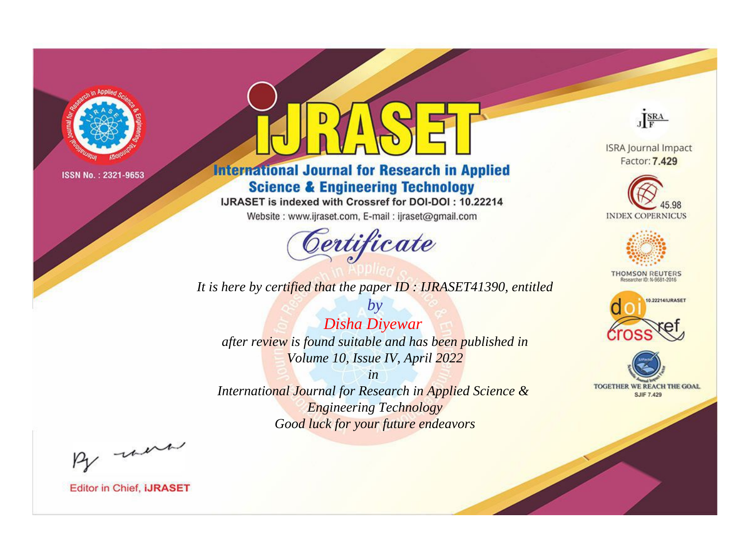ISSN No. : 2321-9653

# iJRASET

## International Journal for Research in Applied Science & Engineering Technology

IJRASET is indexed with Crossref for DOI-DOI : 10.22214

Website : www.ijraset.com, E-mail : ijraset@gmail.com

# Certificate

*It is here by certified that the paper ID : IJRASET41390, entitled*

*by*

*Disha Diyewar*

*after review is found suitable and has been published in*

*Volume 10, Issue IV, April 2022*

*in*

*International Journal for Research in Applied Science & Engineering Technology*

*Good luck for your future endeavors*

ISRA Journal Impact Factor: **7.429**

45.98 INDEX COPERNICUS

THOMSON REUTERS Researcher ID: N-9681-2016

10.22214/IJRASET

TOGETHER WE REACH THE GOAL SJIF 7.429

Editor in Chief, **iJRASET**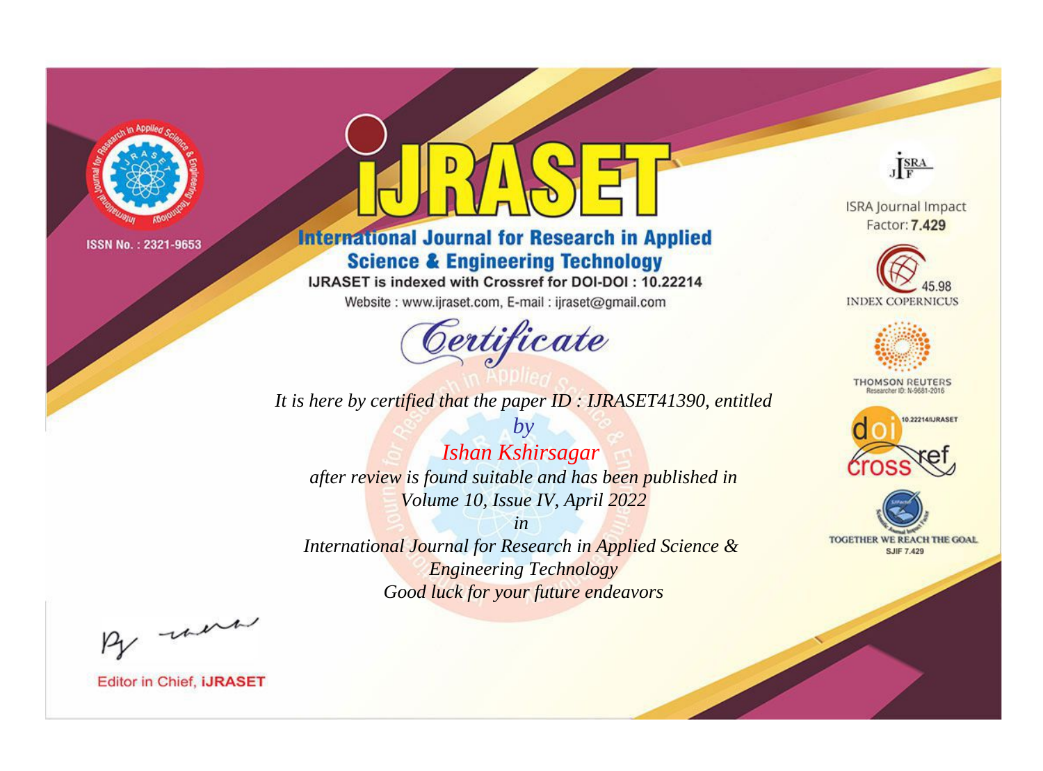ISSN No. : 2321-9653

# iJRASET

## International Journal for Research in Applied Science & Engineering Technology

IJRASET is indexed with Crossref for DOI-DOI : 10.22214

Website : www.ijraset.com, E-mail : ijraset@gmail.com

# Certificate

*It is here by certified that the paper ID : IJRASET41390, entitled*

*by*

*Ishan Kshirsagar*

*after review is found suitable and has been published in*

*Volume 10, Issue IV, April 2022*

*in*

*International Journal for Research in Applied Science & Engineering Technology*

*Good luck for your future endeavors*

ISRA Journal Impact Factor: **7.429**

45.98 INDEX COPERNICUS

THOMSON REUTERS Researcher ID: N-9681-2016

10.22214/IJRASET

TOGETHER WE REACH THE GOAL SJIF 7.429

Editor in Chief, **iJRASET**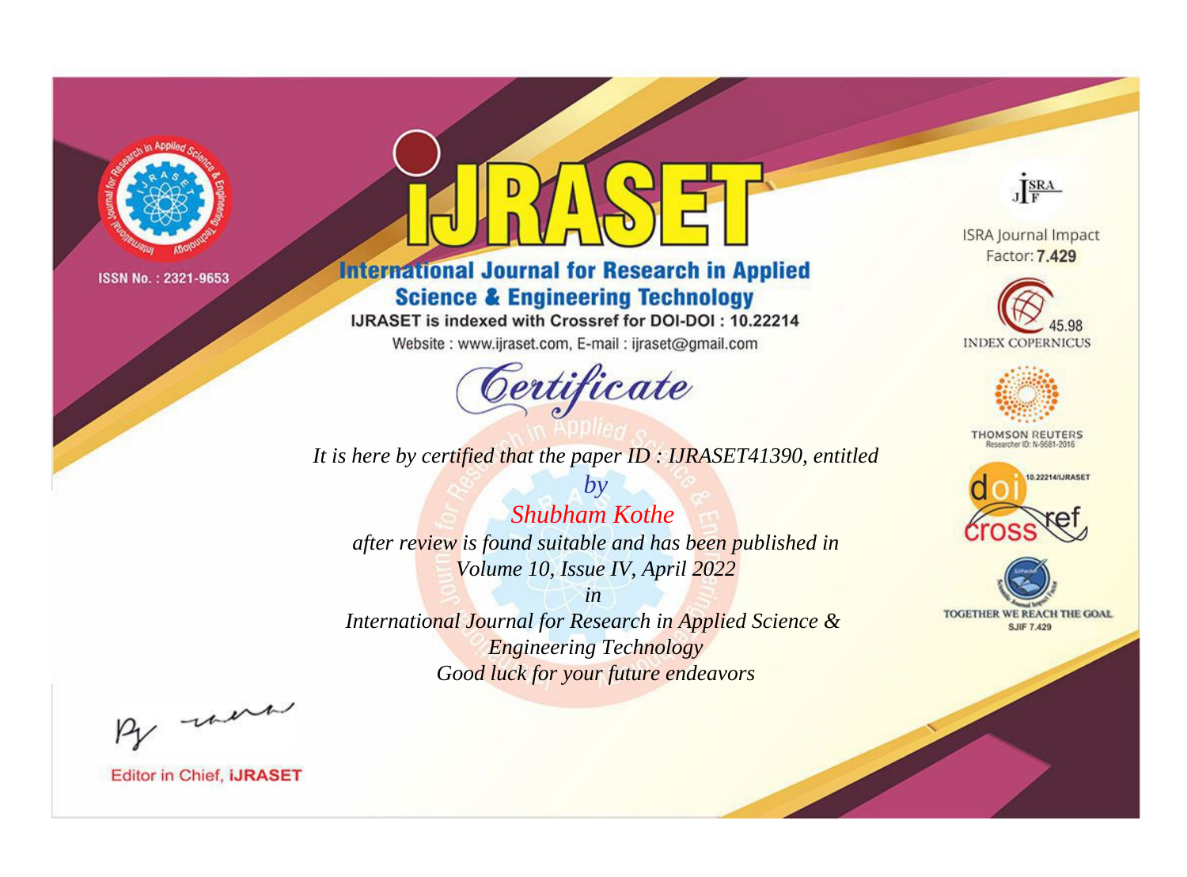ISSN No. : 2321-9653

# iJRASET

## International Journal for Research in Applied Science & Engineering Technology

IJRASET is indexed with Crossref for DOI-DOI : 10.22214

Website : www.ijraset.com, E-mail : ijraset@gmail.com

*Certificate*

*It is here by certified that the paper ID : IJRASET41390, entitled*

*by*

*Shubham Kothe*

*after review is found suitable and has been published in*

*Volume 10, Issue IV, April 2022*

*in*

*International Journal for Research in Applied Science & Engineering Technology*

*Good luck for your future endeavors*

ISRA Journal Impact Factor: **7.429**

45.98 INDEX COPERNICUS

THOMSON REUTERS

Researcher ID: N-9681-2016

10.22214/IJRASET

TOGETHER WE REACH THE GOAL

SJIF 7.429

Editor in Chief, **iJRASET**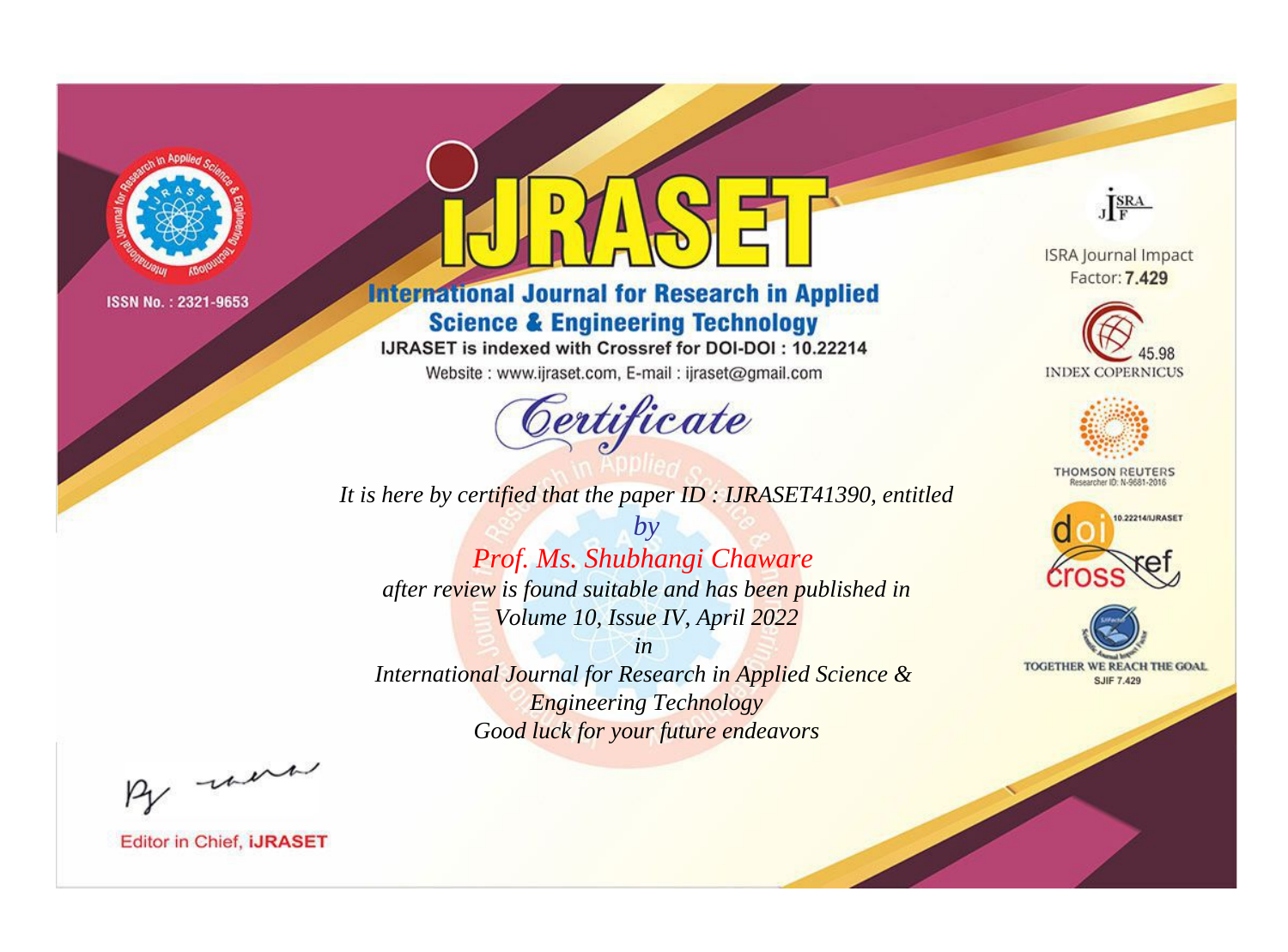ISSN No. : 2321-9653

# iJRASET

## International Journal for Research in Applied Science & Engineering Technology

IJRASET is indexed with Crossref for DOI-DOI : 10.22214

Website : www.ijraset.com, E-mail : ijraset@gmail.com

# *Certificate*

*It is here by certified that the paper ID : IJRASET41390, entitled*

*by*

*Prof. Ms. Shubhangi Chaware*

*after review is found suitable and has been published in*

*Volume 10, Issue IV, April 2022*

*in*

*International Journal for Research in Applied Science & Engineering Technology*

*Good luck for your future endeavors*

ISRA Journal Impact Factor: **7.429**

45.98 INDEX COPERNICUS

THOMSON REUTERS Researcher ID: N-9681-2016

10.22214/IJRASET

TOGETHER WE REACH THE GOAL SJIF 7.429

Editor in Chief, **iJRASET**